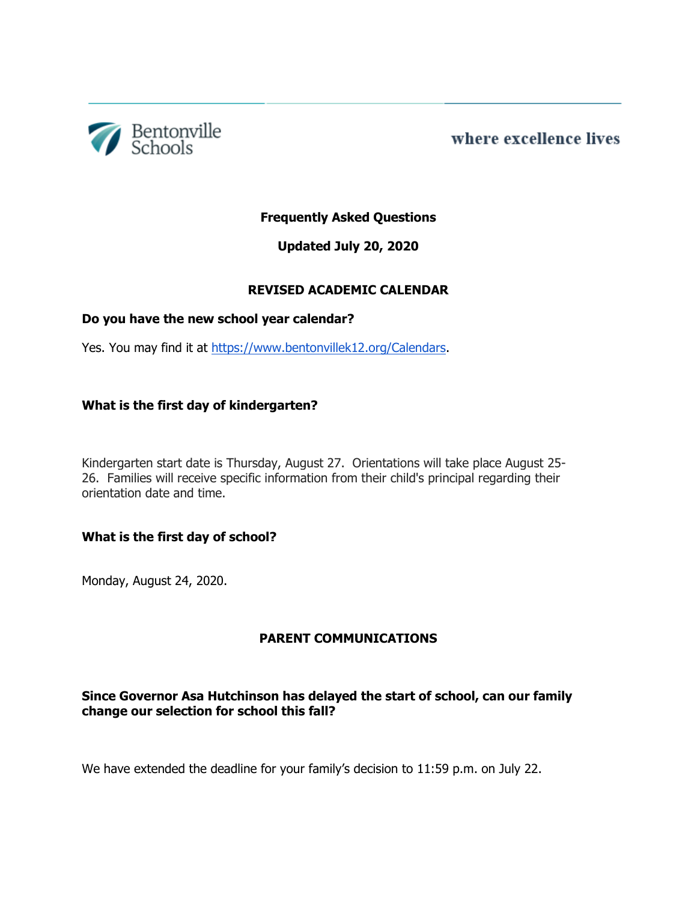Bentonville Schools

where excellence lives

# Frequently Asked Questions

**Updated July 20, 2020**

## REVISED ACADEMIC CALENDAR

### Do you have the new school year calendar?

Yes. You may find it at [https://www.bentonvillek12.org/Calendars](https://www.bentonvillek12.org/Calendars).

### What is the first day of kindergarten?

Kindergarten start date is Thursday, August 27. Orientations will take place August 25-26. Families will receive specific information from their child's principal regarding their orientation date and time.

### What is the first day of school?

Monday, August 24, 2020.

## PARENT COMMUNICATIONS

### Since Governor Asa Hutchinson has delayed the start of school, can our family change our selection for school this fall?

We have extended the deadline for your family's decision to 11:59 p.m. on July 22.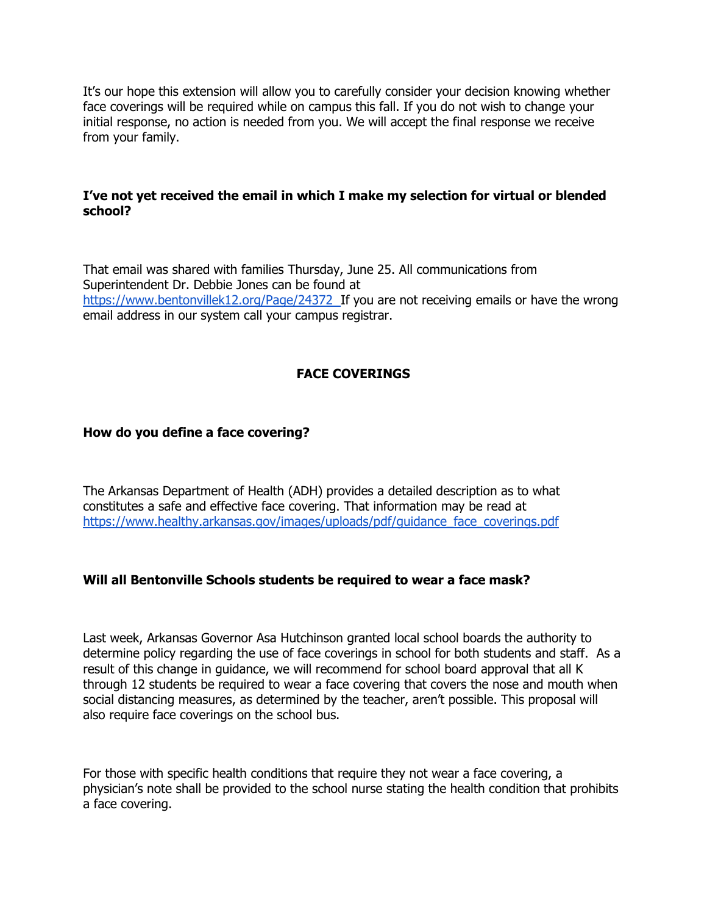It's our hope this extension will allow you to carefully consider your decision knowing whether face coverings will be required while on campus this fall. If you do not wish to change your initial response, no action is needed from you. We will accept the final response we receive from your family.

**I've not yet received the email in which I make my selection for virtual or blended school?**

That email was shared with families Thursday, June 25. All communications from Superintendent Dr. Debbie Jones can be found at https://www.bentonvillek12.org/Page/24372 If you are not receiving emails or have the wrong email address in our system call your campus registrar.

## FACE COVERINGS

**How do you define a face covering?**

The Arkansas Department of Health (ADH) provides a detailed description as to what constitutes a safe and effective face covering. That information may be read at https://www.healthy.arkansas.gov/images/uploads/pdf/guidance_face_coverings.pdf

**Will all Bentonville Schools students be required to wear a face mask?**

Last week, Arkansas Governor Asa Hutchinson granted local school boards the authority to determine policy regarding the use of face coverings in school for both students and staff. As a result of this change in guidance, we will recommend for school board approval that all K through 12 students be required to wear a face covering that covers the nose and mouth when social distancing measures, as determined by the teacher, aren't possible. This proposal will also require face coverings on the school bus.

For those with specific health conditions that require they not wear a face covering, a physician's note shall be provided to the school nurse stating the health condition that prohibits a face covering.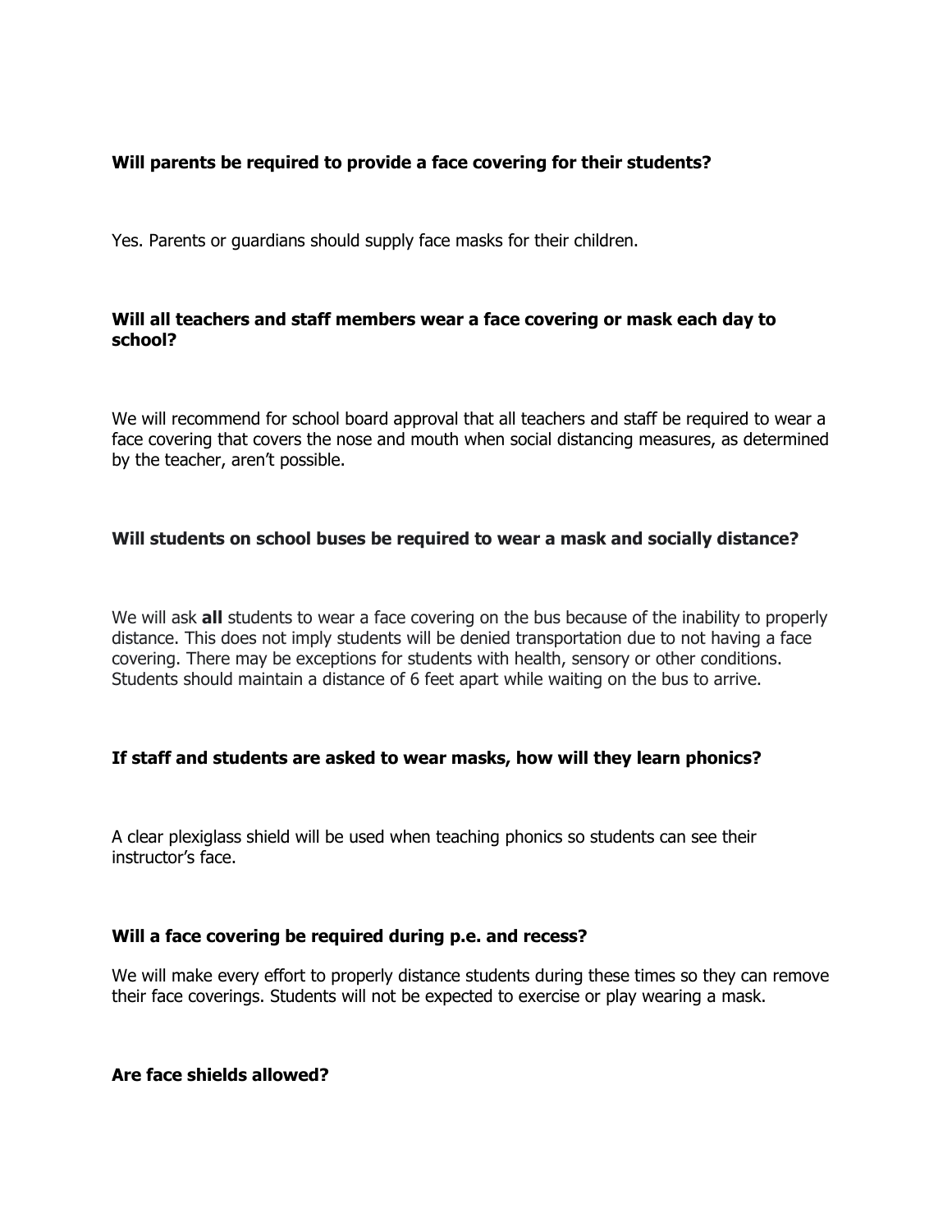**Will parents be required to provide a face covering for their students?**

Yes. Parents or guardians should supply face masks for their children.

**Will all teachers and staff members wear a face covering or mask each day to school?**

We will recommend for school board approval that all teachers and staff be required to wear a face covering that covers the nose and mouth when social distancing measures, as determined by the teacher, aren't possible.

**Will students on school buses be required to wear a mask and socially distance?**

We will ask **all** students to wear a face covering on the bus because of the inability to properly distance. This does not imply students will be denied transportation due to not having a face covering. There may be exceptions for students with health, sensory or other conditions. Students should maintain a distance of 6 feet apart while waiting on the bus to arrive.

**If staff and students are asked to wear masks, how will they learn phonics?**

A clear plexiglass shield will be used when teaching phonics so students can see their instructor's face.

**Will a face covering be required during p.e. and recess?**

We will make every effort to properly distance students during these times so they can remove their face coverings. Students will not be expected to exercise or play wearing a mask.

**Are face shields allowed?**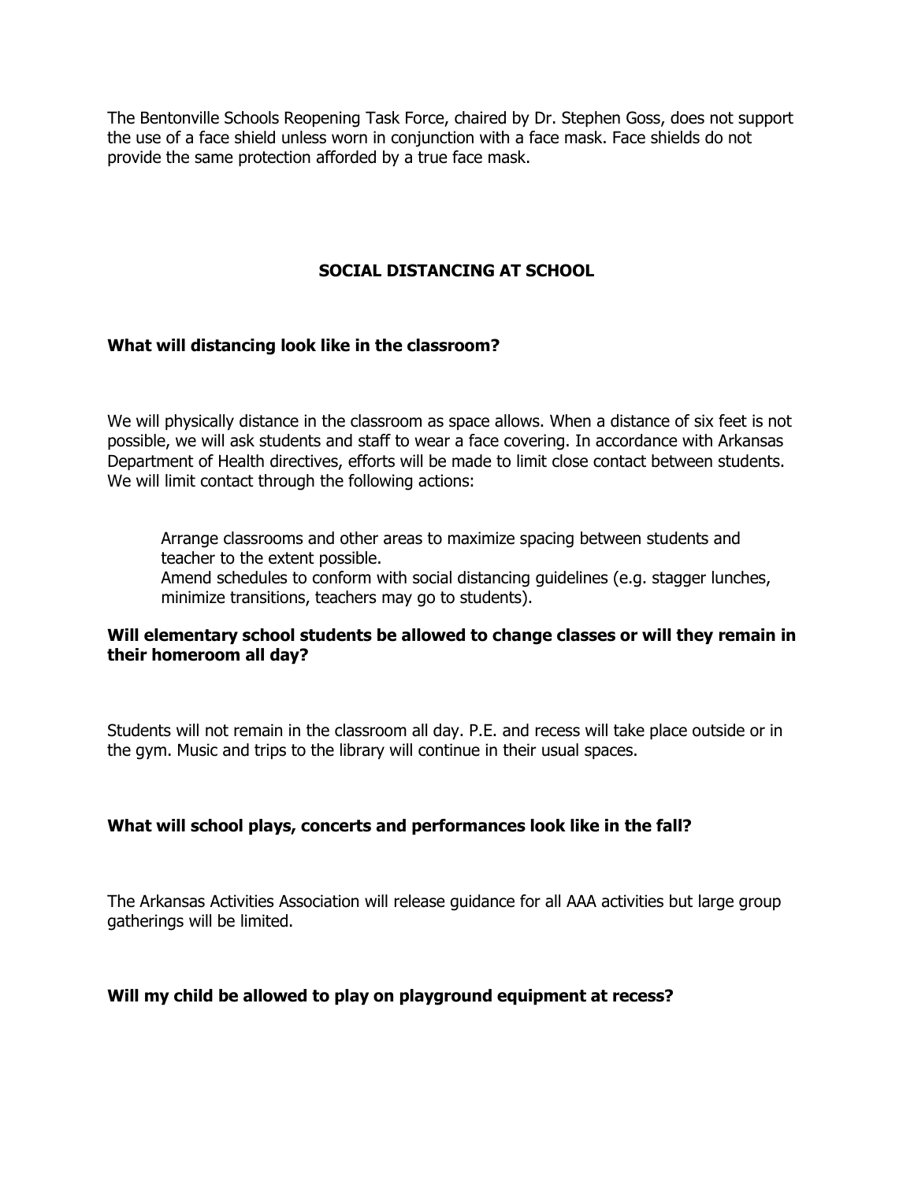The Bentonville Schools Reopening Task Force, chaired by Dr. Stephen Goss, does not support the use of a face shield unless worn in conjunction with a face mask. Face shields do not provide the same protection afforded by a true face mask.

## SOCIAL DISTANCING AT SCHOOL

**What will distancing look like in the classroom?**

We will physically distance in the classroom as space allows. When a distance of six feet is not possible, we will ask students and staff to wear a face covering. In accordance with Arkansas Department of Health directives, efforts will be made to limit close contact between students. We will limit contact through the following actions:

- Arrange classrooms and other areas to maximize spacing between students and teacher to the extent possible.
- Amend schedules to conform with social distancing guidelines (e.g. stagger lunches, minimize transitions, teachers may go to students).

**Will elementary school students be allowed to change classes or will they remain in their homeroom all day?**

Students will not remain in the classroom all day. P.E. and recess will take place outside or in the gym. Music and trips to the library will continue in their usual spaces.

**What will school plays, concerts and performances look like in the fall?**

The Arkansas Activities Association will release guidance for all AAA activities but large group gatherings will be limited.

**Will my child be allowed to play on playground equipment at recess?**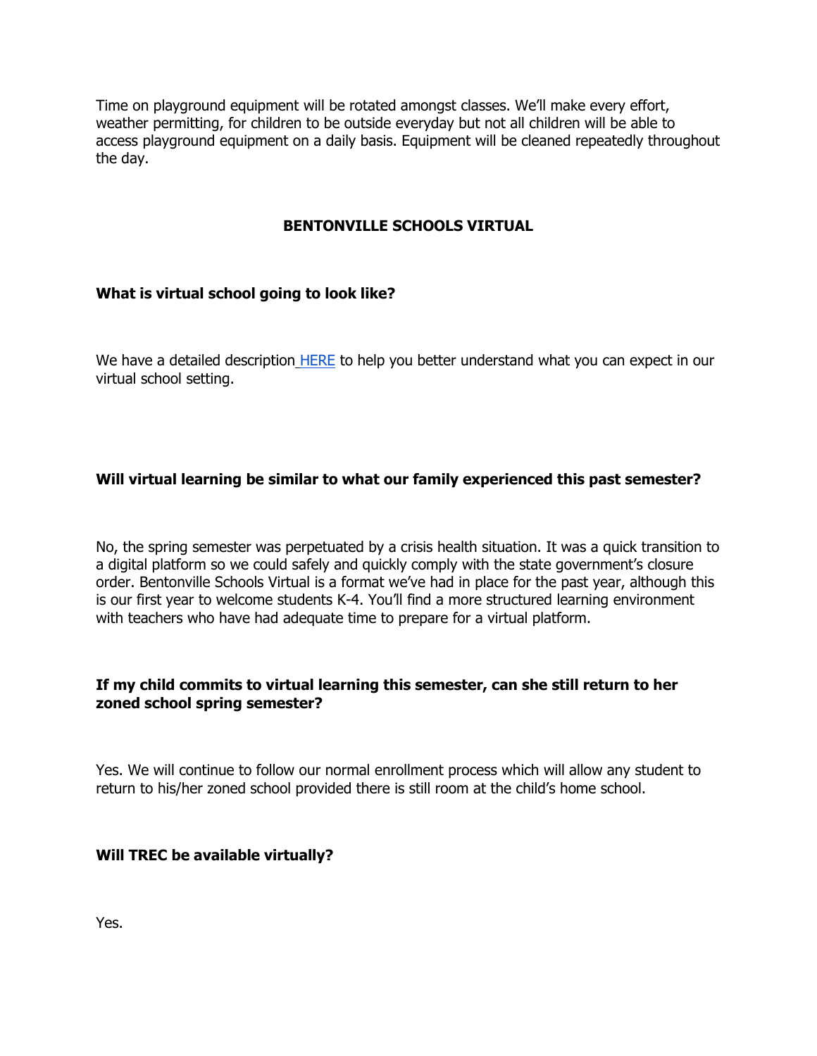Time on playground equipment will be rotated amongst classes. We'll make every effort, weather permitting, for children to be outside everyday but not all children will be able to access playground equipment on a daily basis. Equipment will be cleaned repeatedly throughout the day.

## BENTONVILLE SCHOOLS VIRTUAL

**What is virtual school going to look like?**

We have a detailed description HERE to help you better understand what you can expect in our virtual school setting.

**Will virtual learning be similar to what our family experienced this past semester?**

No, the spring semester was perpetuated by a crisis health situation. It was a quick transition to a digital platform so we could safely and quickly comply with the state government's closure order. Bentonville Schools Virtual is a format we've had in place for the past year, although this is our first year to welcome students K-4. You'll find a more structured learning environment with teachers who have had adequate time to prepare for a virtual platform.

**If my child commits to virtual learning this semester, can she still return to her zoned school spring semester?**

Yes. We will continue to follow our normal enrollment process which will allow any student to return to his/her zoned school provided there is still room at the child's home school.

**Will TREC be available virtually?**

Yes.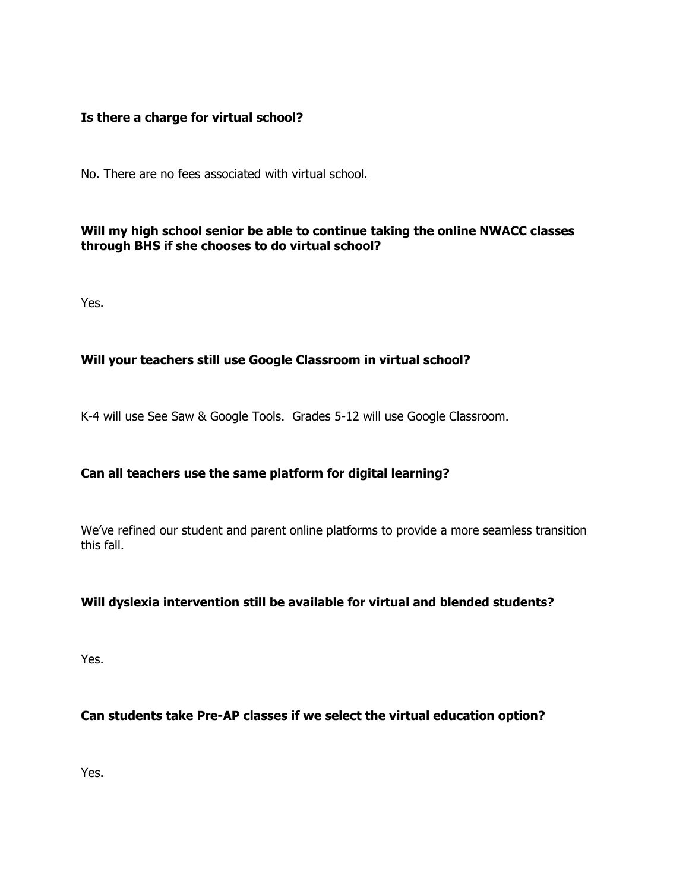**Is there a charge for virtual school?**

No. There are no fees associated with virtual school.

**Will my high school senior be able to continue taking the online NWACC classes through BHS if she chooses to do virtual school?**

Yes.

**Will your teachers still use Google Classroom in virtual school?**

K-4 will use See Saw & Google Tools. Grades 5-12 will use Google Classroom.

**Can all teachers use the same platform for digital learning?**

We've refined our student and parent online platforms to provide a more seamless transition this fall.

**Will dyslexia intervention still be available for virtual and blended students?**

Yes.

**Can students take Pre-AP classes if we select the virtual education option?**

Yes.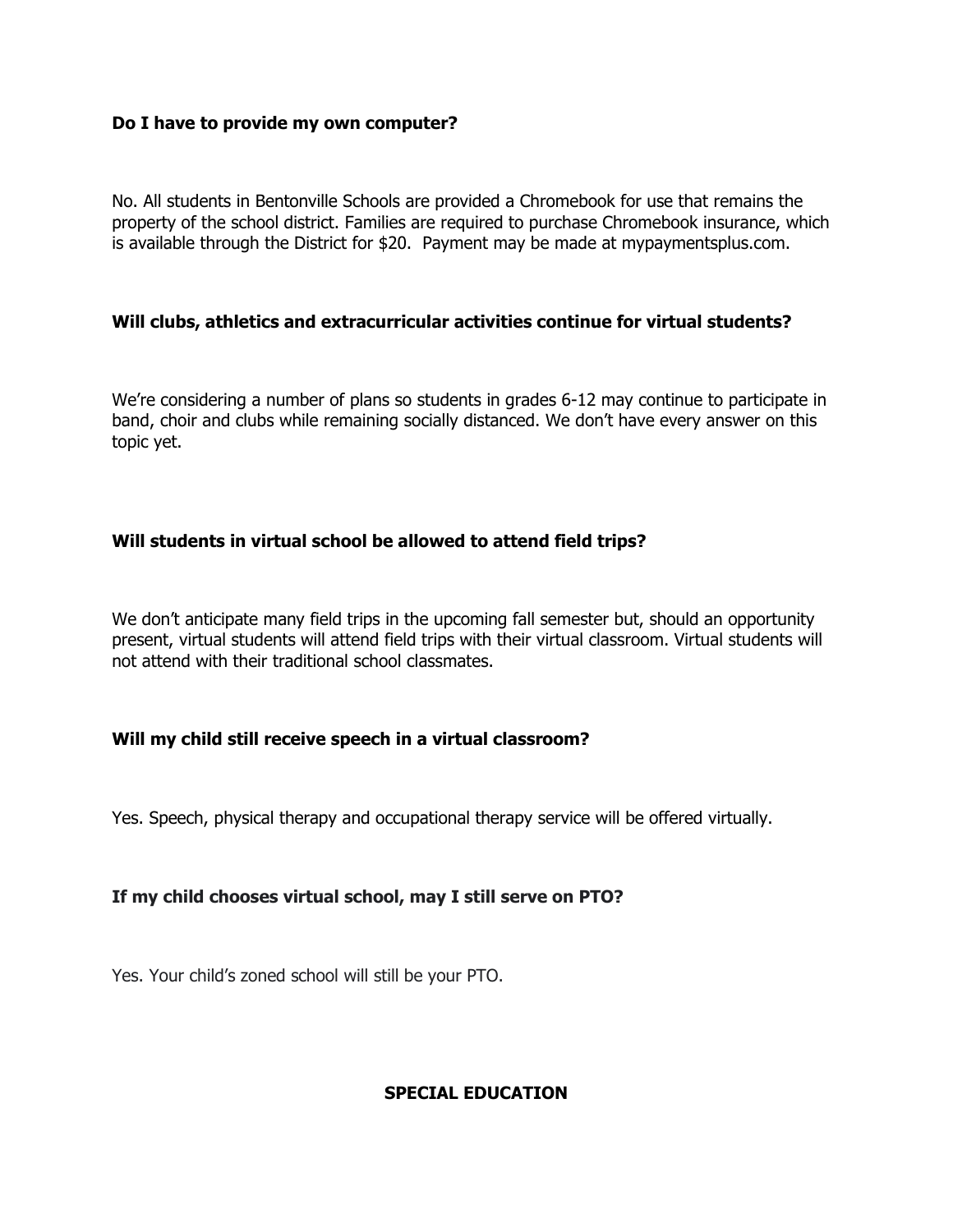**Do I have to provide my own computer?**

No. All students in Bentonville Schools are provided a Chromebook for use that remains the property of the school district. Families are required to purchase Chromebook insurance, which is available through the District for $20. Payment may be made at mypaymentsplus.com.

**Will clubs, athletics and extracurricular activities continue for virtual students?**

We're considering a number of plans so students in grades 6-12 may continue to participate in band, choir and clubs while remaining socially distanced. We don't have every answer on this topic yet.

**Will students in virtual school be allowed to attend field trips?**

We don't anticipate many field trips in the upcoming fall semester but, should an opportunity present, virtual students will attend field trips with their virtual classroom. Virtual students will not attend with their traditional school classmates.

**Will my child still receive speech in a virtual classroom?**

Yes. Speech, physical therapy and occupational therapy service will be offered virtually.

**If my child chooses virtual school, may I still serve on PTO?**

Yes. Your child's zoned school will still be your PTO.

## SPECIAL EDUCATION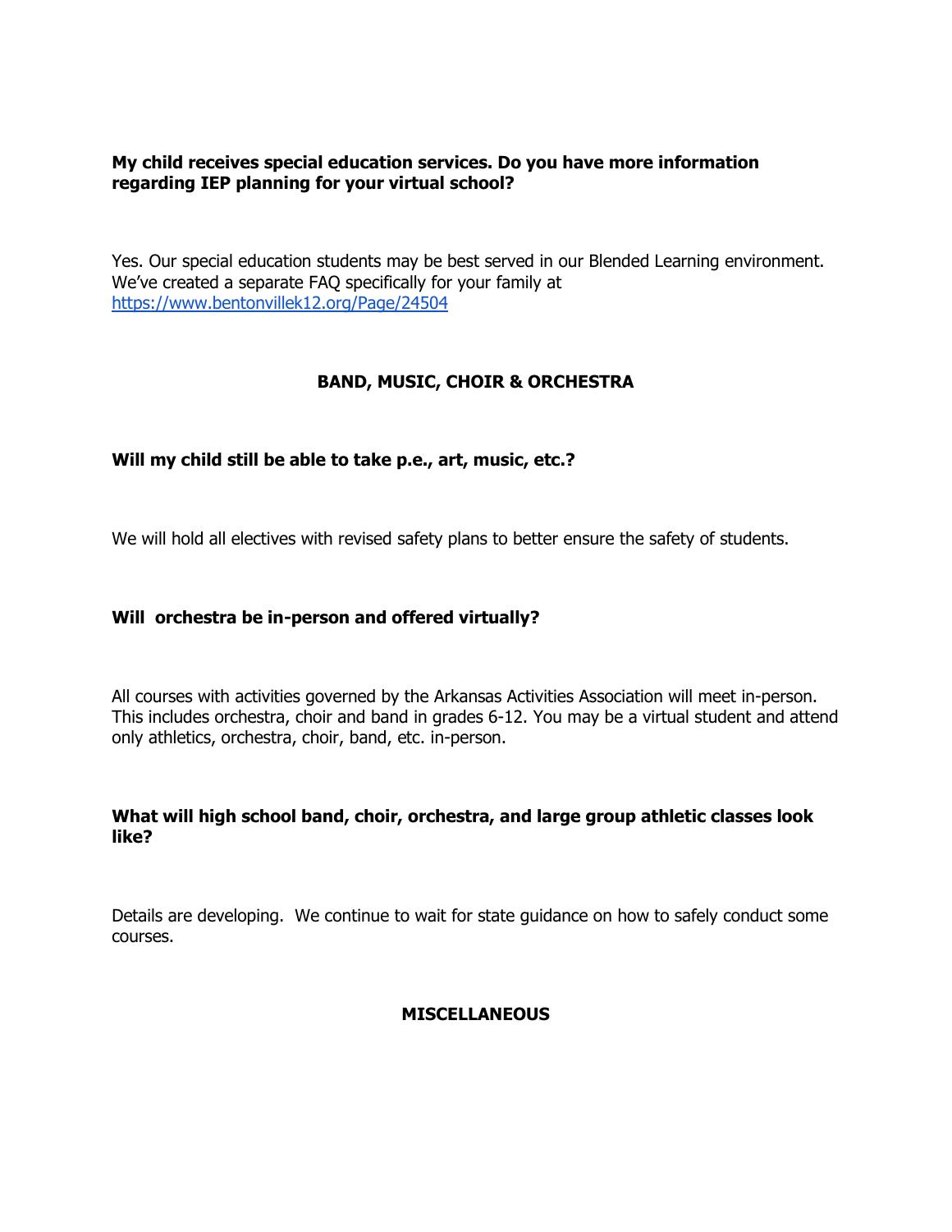**My child receives special education services. Do you have more information regarding IEP planning for your virtual school?**

Yes. Our special education students may be best served in our Blended Learning environment. We've created a separate FAQ specifically for your family at https://www.bentonvillek12.org/Page/24504

## BAND, MUSIC, CHOIR & ORCHESTRA

**Will my child still be able to take p.e., art, music, etc.?**

We will hold all electives with revised safety plans to better ensure the safety of students.

**Will orchestra be in-person and offered virtually?**

All courses with activities governed by the Arkansas Activities Association will meet in-person. This includes orchestra, choir and band in grades 6-12. You may be a virtual student and attend only athletics, orchestra, choir, band, etc. in-person.

**What will high school band, choir, orchestra, and large group athletic classes look like?**

Details are developing. We continue to wait for state guidance on how to safely conduct some courses.

## MISCELLANEOUS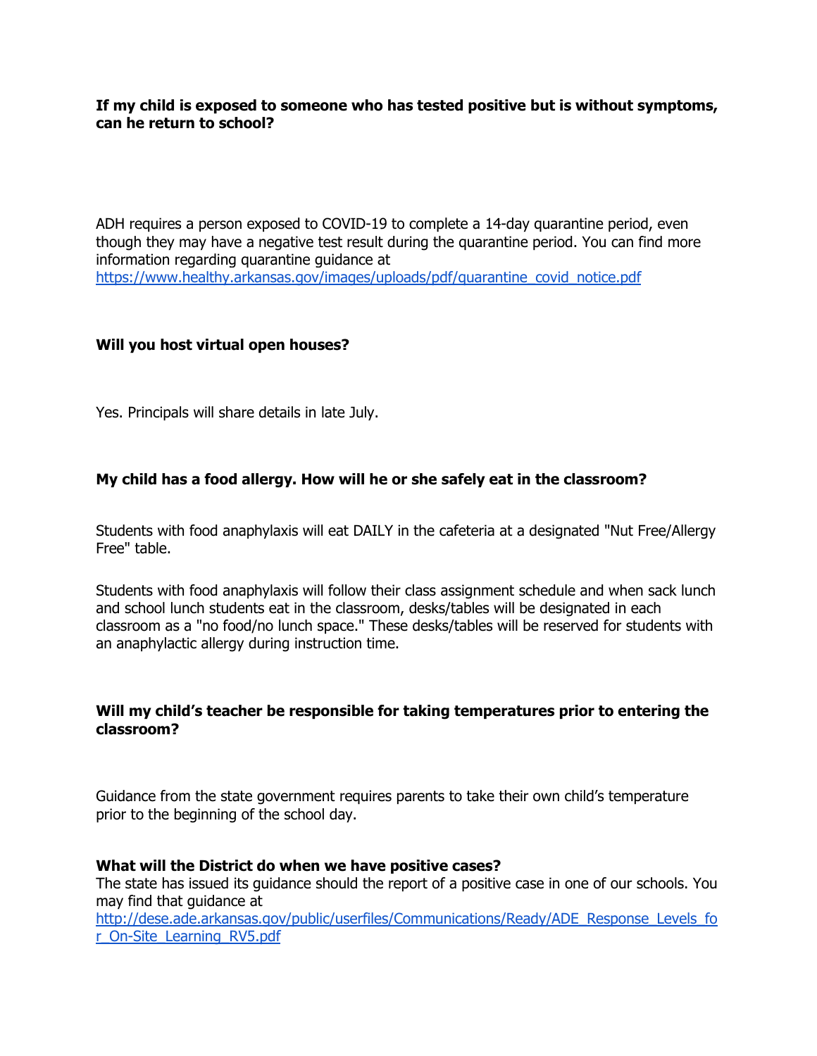**If my child is exposed to someone who has tested positive but is without symptoms, can he return to school?**

ADH requires a person exposed to COVID-19 to complete a 14-day quarantine period, even though they may have a negative test result during the quarantine period. You can find more information regarding quarantine guidance at https://www.healthy.arkansas.gov/images/uploads/pdf/quarantine_covid_notice.pdf

**Will you host virtual open houses?**

Yes. Principals will share details in late July.

**My child has a food allergy. How will he or she safely eat in the classroom?**

Students with food anaphylaxis will eat DAILY in the cafeteria at a designated "Nut Free/Allergy Free" table.

Students with food anaphylaxis will follow their class assignment schedule and when sack lunch and school lunch students eat in the classroom, desks/tables will be designated in each classroom as a "no food/no lunch space." These desks/tables will be reserved for students with an anaphylactic allergy during instruction time.

**Will my child's teacher be responsible for taking temperatures prior to entering the classroom?**

Guidance from the state government requires parents to take their own child's temperature prior to the beginning of the school day.

**What will the District do when we have positive cases?**

The state has issued its guidance should the report of a positive case in one of our schools. You may find that guidance at http://dese.ade.arkansas.gov/public/userfiles/Communications/Ready/ADE_Response_Levels_for_On-Site_Learning_RV5.pdf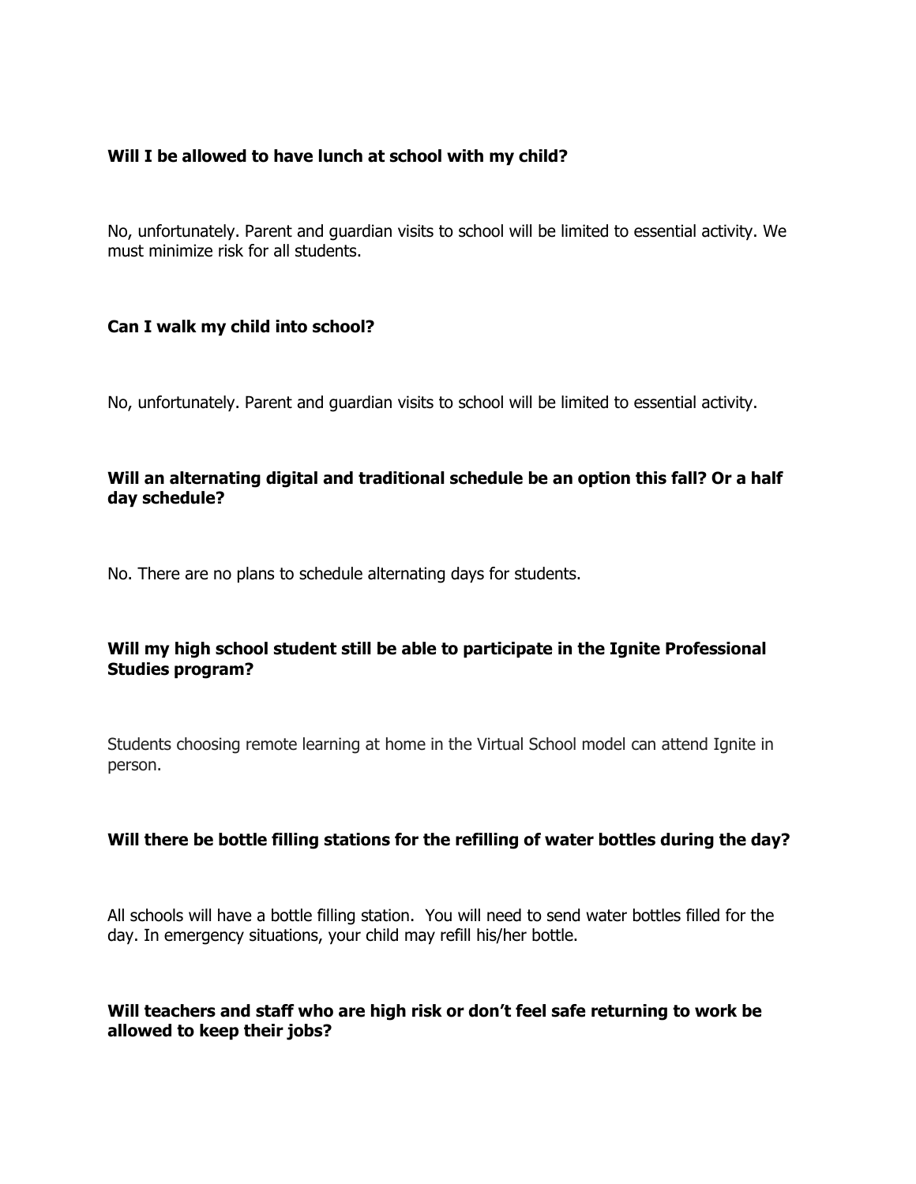**Will I be allowed to have lunch at school with my child?**

No, unfortunately. Parent and guardian visits to school will be limited to essential activity. We must minimize risk for all students.

**Can I walk my child into school?**

No, unfortunately. Parent and guardian visits to school will be limited to essential activity.

**Will an alternating digital and traditional schedule be an option this fall? Or a half day schedule?**

No. There are no plans to schedule alternating days for students.

**Will my high school student still be able to participate in the Ignite Professional Studies program?**

Students choosing remote learning at home in the Virtual School model can attend Ignite in person.

**Will there be bottle filling stations for the refilling of water bottles during the day?**

All schools will have a bottle filling station. You will need to send water bottles filled for the day. In emergency situations, your child may refill his/her bottle.

**Will teachers and staff who are high risk or don't feel safe returning to work be allowed to keep their jobs?**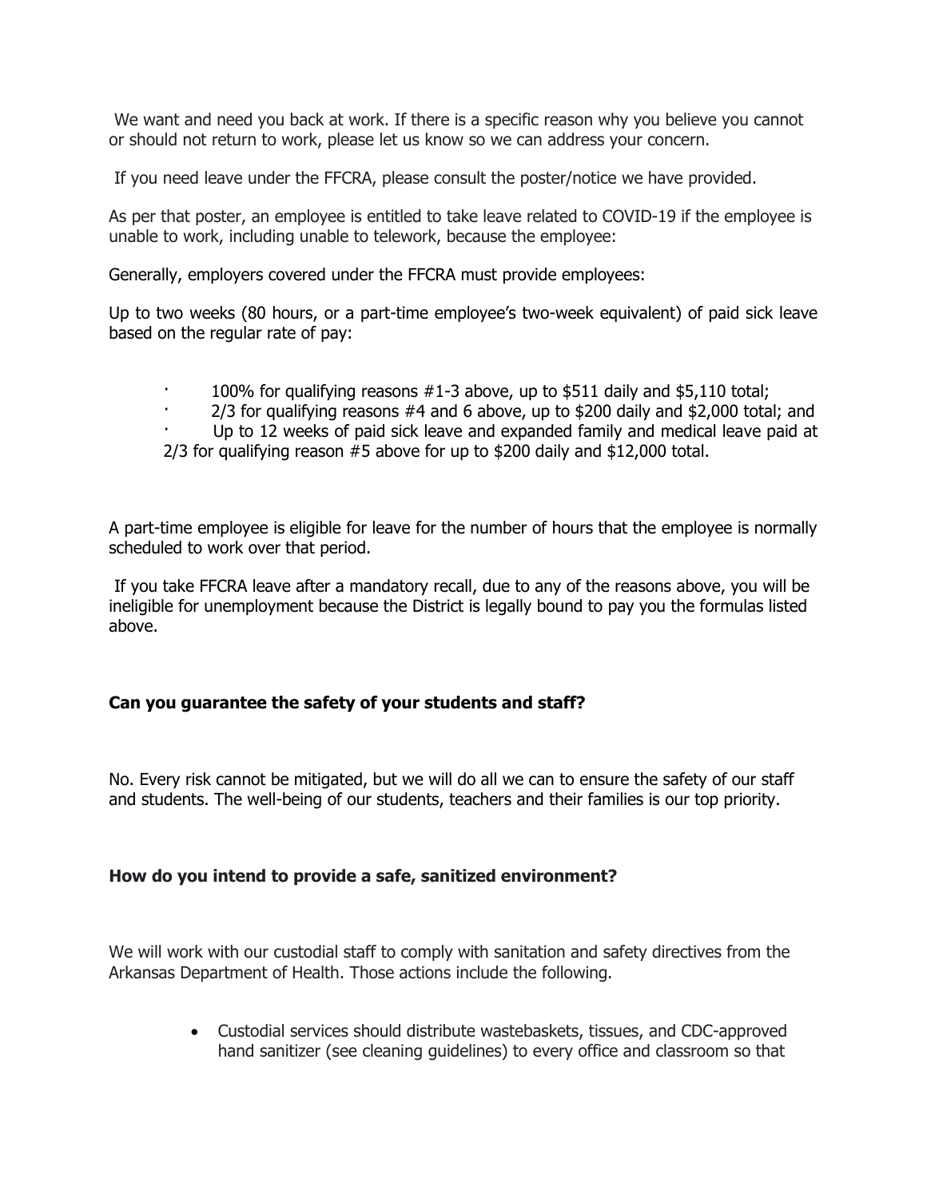We want and need you back at work. If there is a specific reason why you believe you cannot or should not return to work, please let us know so we can address your concern.

If you need leave under the FFCRA, please consult the poster/notice we have provided.

As per that poster, an employee is entitled to take leave related to COVID-19 if the employee is unable to work, including unable to telework, because the employee:

Generally, employers covered under the FFCRA must provide employees:

Up to two weeks (80 hours, or a part-time employee's two-week equivalent) of paid sick leave based on the regular rate of pay:

- 100% for qualifying reasons #1-3 above, up to $511 daily and $5,110 total;
- 2/3 for qualifying reasons #4 and 6 above, up to $200 daily and $2,000 total; and
- Up to 12 weeks of paid sick leave and expanded family and medical leave paid at 2/3 for qualifying reason #5 above for up to $200 daily and $12,000 total.

A part-time employee is eligible for leave for the number of hours that the employee is normally scheduled to work over that period.

If you take FFCRA leave after a mandatory recall, due to any of the reasons above, you will be ineligible for unemployment because the District is legally bound to pay you the formulas listed above.

**Can you guarantee the safety of your students and staff?**

No. Every risk cannot be mitigated, but we will do all we can to ensure the safety of our staff and students. The well-being of our students, teachers and their families is our top priority.

**How do you intend to provide a safe, sanitized environment?**

We will work with our custodial staff to comply with sanitation and safety directives from the Arkansas Department of Health. Those actions include the following.

- Custodial services should distribute wastebaskets, tissues, and CDC-approved hand sanitizer (see cleaning guidelines) to every office and classroom so that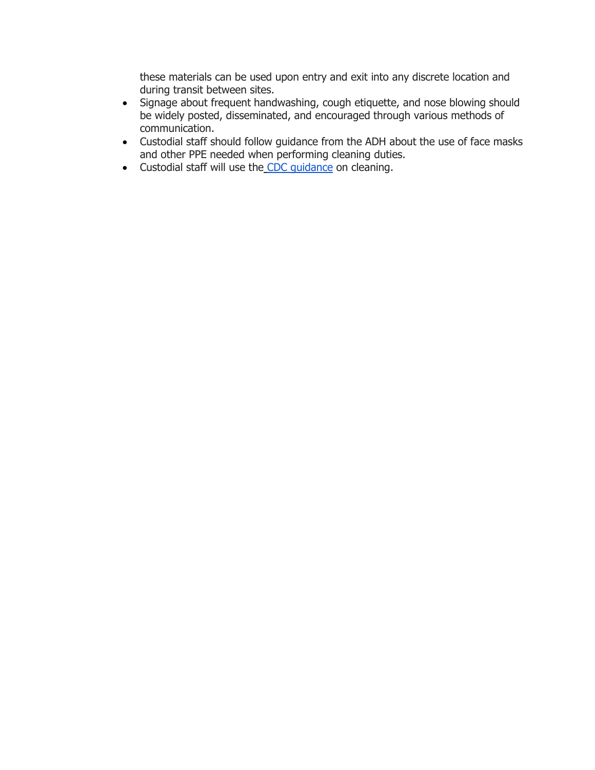these materials can be used upon entry and exit into any discrete location and during transit between sites.

- Signage about frequent handwashing, cough etiquette, and nose blowing should be widely posted, disseminated, and encouraged through various methods of communication.
- Custodial staff should follow guidance from the ADH about the use of face masks and other PPE needed when performing cleaning duties.
- Custodial staff will use the CDC guidance on cleaning.